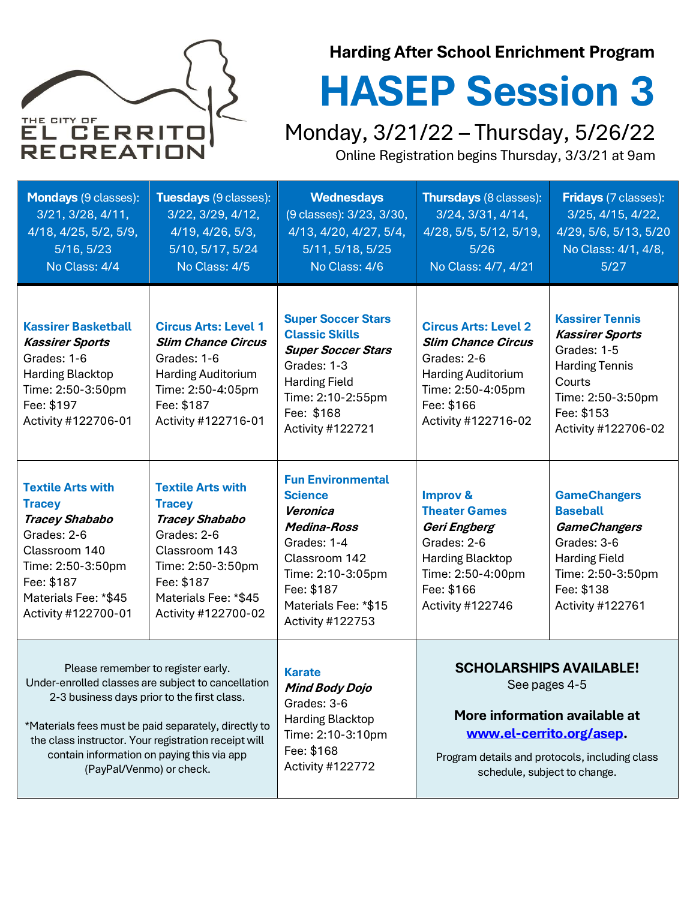THE CITY OF EL CERRITO RECREATION

## Harding After School Enrichment Program

# HASEP Session 3

## Monday, 3/21/22 – Thursday, 5/26/22

Online Registration begins Thursday, 3/3/21 at 9am

| **Mondays** (9 classes): 3/21, 3/28, 4/11, 4/18, 4/25, 5/2, 5/9, 5/16, 5/23 No Class: 4/4 | **Tuesdays** (9 classes): 3/22, 3/29, 4/12, 4/19, 4/26, 5/3, 5/10, 5/17, 5/24 No Class: 4/5 | **Wednesdays** (9 classes): 3/23, 3/30, 4/13, 4/20, 4/27, 5/4, 5/11, 5/18, 5/25 No Class: 4/6 | **Thursdays** (8 classes): 3/24, 3/31, 4/14, 4/28, 5/5, 5/12, 5/19, 5/26 No Class: 4/7, 4/21 | **Fridays** (7 classes): 3/25, 4/15, 4/22, 4/29, 5/6, 5/13, 5/20 No Class: 4/1, 4/8, 5/27 |
|---|---|---|---|---|
| **Kassirer Basketball** ***Kassirer Sports*** Grades: 1-6 Harding Blacktop Time: 2:50-3:50pm Fee: $197 Activity #122706-01 | **Circus Arts: Level 1** ***Slim Chance Circus*** Grades: 1-6 Harding Auditorium Time: 2:50-4:05pm Fee: $187 Activity #122716-01 | **Super Soccer Stars Classic Skills** ***Super Soccer Stars*** Grades: 1-3 Harding Field Time: 2:10-2:55pm Fee: $168 Activity #122721 | **Circus Arts: Level 2** ***Slim Chance Circus*** Grades: 2-6 Harding Auditorium Time: 2:50-4:05pm Fee: $166 Activity #122716-02 | **Kassirer Tennis** ***Kassirer Sports*** Grades: 1-5 Harding Tennis Courts Time: 2:50-3:50pm Fee: $153 Activity #122706-02 |
| **Textile Arts with Tracey** ***Tracey Shababo*** Grades: 2-6 Classroom 140 Time: 2:50-3:50pm Fee: $187 Materials Fee: *$45 Activity #122700-01 | **Textile Arts with Tracey** ***Tracey Shababo*** Grades: 2-6 Classroom 143 Time: 2:50-3:50pm Fee: $187 Materials Fee: *$45 Activity #122700-02 | **Fun Environmental Science** ***Veronica Medina-Ross*** Grades: 1-4 Classroom 142 Time: 2:10-3:05pm Fee: $187 Materials Fee: *$15 Activity #122753 | **Improv & Theater Games** ***Geri Engberg*** Grades: 2-6 Harding Blacktop Time: 2:50-4:00pm Fee: $166 Activity #122746 | **GameChangers Baseball** ***GameChangers*** Grades: 3-6 Harding Field Time: 2:50-3:50pm Fee: $138 Activity #122761 |
| Please remember to register early. Under-enrolled classes are subject to cancellation 2-3 business days prior to the first class. *Materials fees must be paid separately, directly to the class instructor. Your registration receipt will contain information on paying this via app (PayPal/Venmo) or check. | | **Karate** ***Mind Body Dojo*** Grades: 3-6 Harding Blacktop Time: 2:10-3:10pm Fee: $168 Activity #122772 | **SCHOLARSHIPS AVAILABLE!** See pages 4-5 **More information available at [www.el-cerrito.org/asep](www.el-cerrito.org/asep).** Program details and protocols, including class schedule, subject to change. | |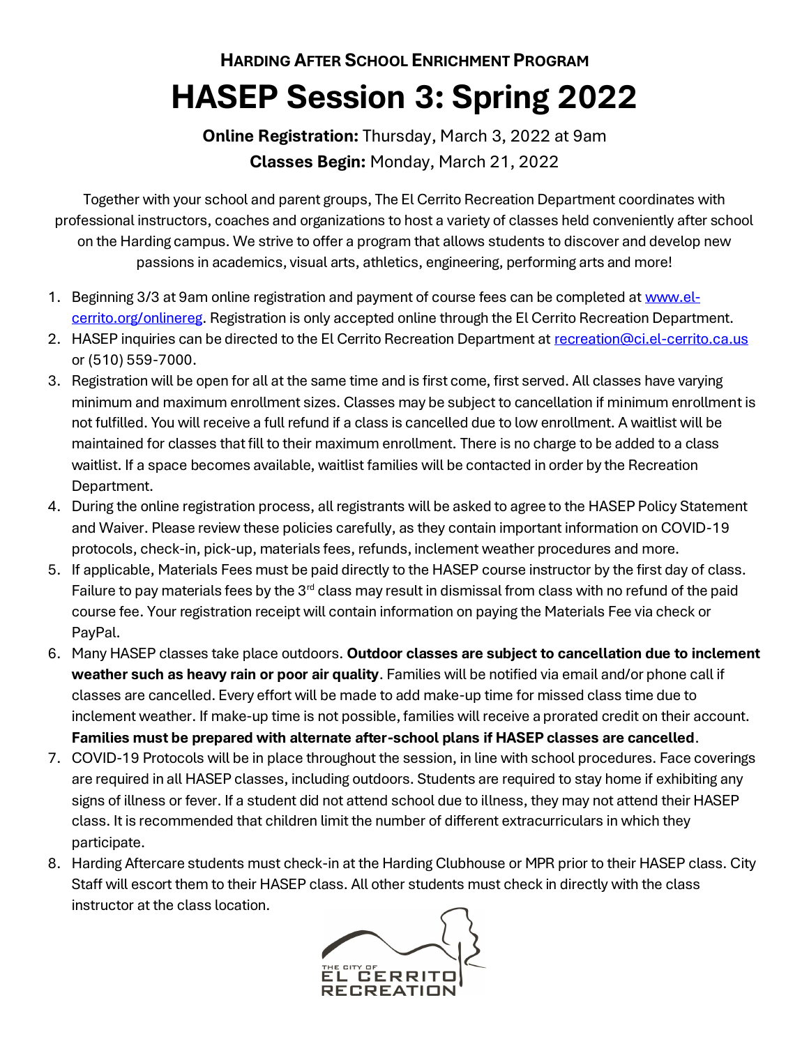**HARDING AFTER SCHOOL ENRICHMENT PROGRAM**

# HASEP Session 3: Spring 2022

**Online Registration:** Thursday, March 3, 2022 at 9am

**Classes Begin:** Monday, March 21, 2022

Together with your school and parent groups, The El Cerrito Recreation Department coordinates with professional instructors, coaches and organizations to host a variety of classes held conveniently after school on the Harding campus. We strive to offer a program that allows students to discover and develop new passions in academics, visual arts, athletics, engineering, performing arts and more!

1. Beginning 3/3 at 9am online registration and payment of course fees can be completed at [www.el-cerrito.org/onlinereg](www.el-cerrito.org/onlinereg). Registration is only accepted online through the El Cerrito Recreation Department.
2. HASEP inquiries can be directed to the El Cerrito Recreation Department at recreation@ci.el-cerrito.ca.us or (510) 559-7000.
3. Registration will be open for all at the same time and is first come, first served. All classes have varying minimum and maximum enrollment sizes. Classes may be subject to cancellation if minimum enrollment is not fulfilled. You will receive a full refund if a class is cancelled due to low enrollment. A waitlist will be maintained for classes that fill to their maximum enrollment. There is no charge to be added to a class waitlist. If a space becomes available, waitlist families will be contacted in order by the Recreation Department.
4. During the online registration process, all registrants will be asked to agree to the HASEP Policy Statement and Waiver. Please review these policies carefully, as they contain important information on COVID-19 protocols, check-in, pick-up, materials fees, refunds, inclement weather procedures and more.
5. If applicable, Materials Fees must be paid directly to the HASEP course instructor by the first day of class. Failure to pay materials fees by the 3rd class may result in dismissal from class with no refund of the paid course fee. Your registration receipt will contain information on paying the Materials Fee via check or PayPal.
6. Many HASEP classes take place outdoors. **Outdoor classes are subject to cancellation due to inclement weather such as heavy rain or poor air quality**. Families will be notified via email and/or phone call if classes are cancelled. Every effort will be made to add make-up time for missed class time due to inclement weather. If make-up time is not possible, families will receive a prorated credit on their account. **Families must be prepared with alternate after-school plans if HASEP classes are cancelled**.
7. COVID-19 Protocols will be in place throughout the session, in line with school procedures. Face coverings are required in all HASEP classes, including outdoors. Students are required to stay home if exhibiting any signs of illness or fever. If a student did not attend school due to illness, they may not attend their HASEP class. It is recommended that children limit the number of different extracurriculars in which they participate.
8. Harding Aftercare students must check-in at the Harding Clubhouse or MPR prior to their HASEP class. City Staff will escort them to their HASEP class. All other students must check in directly with the class instructor at the class location.

THE CITY OF EL CERRITO RECREATION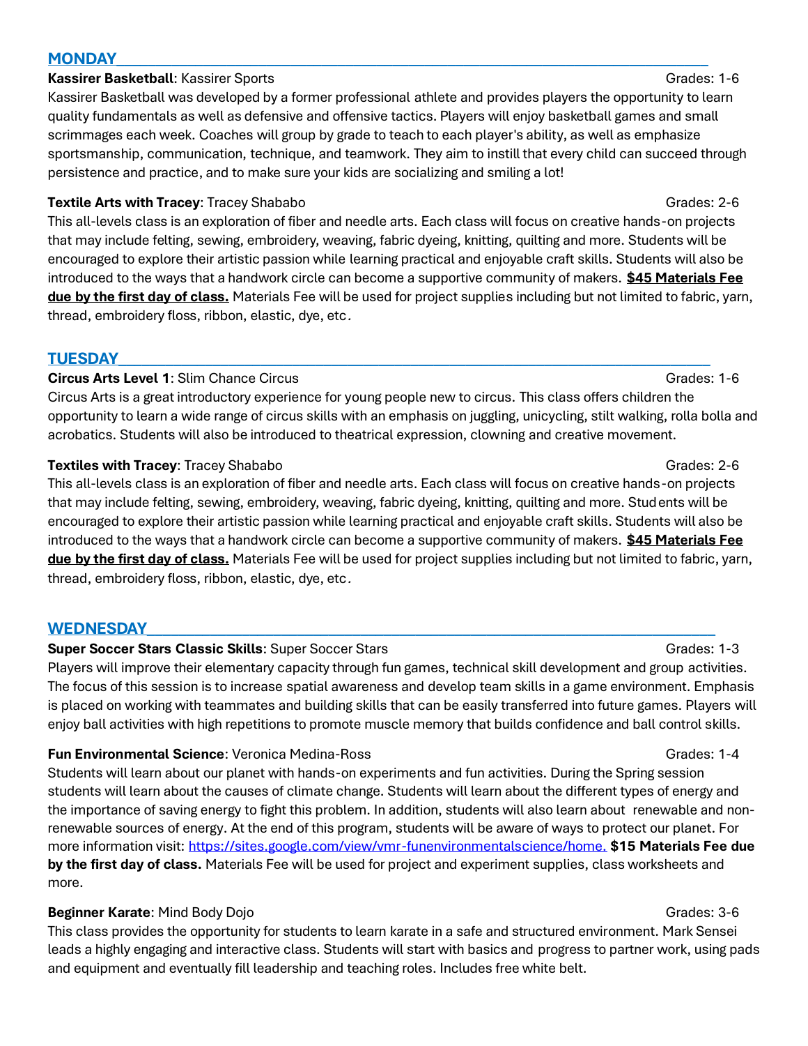## MONDAY

**Kassirer Basketball**: Kassirer Sports Grades: 1-6

Kassirer Basketball was developed by a former professional athlete and provides players the opportunity to learn quality fundamentals as well as defensive and offensive tactics. Players will enjoy basketball games and small scrimmages each week. Coaches will group by grade to teach to each player's ability, as well as emphasize sportsmanship, communication, technique, and teamwork. They aim to instill that every child can succeed through persistence and practice, and to make sure your kids are socializing and smiling a lot!

**Textile Arts with Tracey**: Tracey Shababo Grades: 2-6

This all-levels class is an exploration of fiber and needle arts. Each class will focus on creative hands-on projects that may include felting, sewing, embroidery, weaving, fabric dyeing, knitting, quilting and more. Students will be encouraged to explore their artistic passion while learning practical and enjoyable craft skills. Students will also be introduced to the ways that a handwork circle can become a supportive community of makers. **$45 Materials Fee due by the first day of class.** Materials Fee will be used for project supplies including but not limited to fabric, yarn, thread, embroidery floss, ribbon, elastic, dye, etc.

## TUESDAY

**Circus Arts Level 1**: Slim Chance Circus Grades: 1-6

Circus Arts is a great introductory experience for young people new to circus. This class offers children the opportunity to learn a wide range of circus skills with an emphasis on juggling, unicycling, stilt walking, rolla bolla and acrobatics. Students will also be introduced to theatrical expression, clowning and creative movement.

**Textiles with Tracey**: Tracey Shababo Grades: 2-6

This all-levels class is an exploration of fiber and needle arts. Each class will focus on creative hands-on projects that may include felting, sewing, embroidery, weaving, fabric dyeing, knitting, quilting and more. Students will be encouraged to explore their artistic passion while learning practical and enjoyable craft skills. Students will also be introduced to the ways that a handwork circle can become a supportive community of makers. **$45 Materials Fee due by the first day of class.** Materials Fee will be used for project supplies including but not limited to fabric, yarn, thread, embroidery floss, ribbon, elastic, dye, etc.

## WEDNESDAY

**Super Soccer Stars Classic Skills**: Super Soccer Stars Grades: 1-3

Players will improve their elementary capacity through fun games, technical skill development and group activities. The focus of this session is to increase spatial awareness and develop team skills in a game environment. Emphasis is placed on working with teammates and building skills that can be easily transferred into future games. Players will enjoy ball activities with high repetitions to promote muscle memory that builds confidence and ball control skills.

**Fun Environmental Science**: Veronica Medina-Ross Grades: 1-4

Students will learn about our planet with hands-on experiments and fun activities. During the Spring session students will learn about the causes of climate change. Students will learn about the different types of energy and the importance of saving energy to fight this problem. In addition, students will also learn about renewable and non-renewable sources of energy. At the end of this program, students will be aware of ways to protect our planet. For more information visit: https://sites.google.com/view/vmr-funenvironmentalscience/home. **$15 Materials Fee due by the first day of class.** Materials Fee will be used for project and experiment supplies, class worksheets and more.

**Beginner Karate**: Mind Body Dojo Grades: 3-6

This class provides the opportunity for students to learn karate in a safe and structured environment. Mark Sensei leads a highly engaging and interactive class. Students will start with basics and progress to partner work, using pads and equipment and eventually fill leadership and teaching roles. Includes free white belt.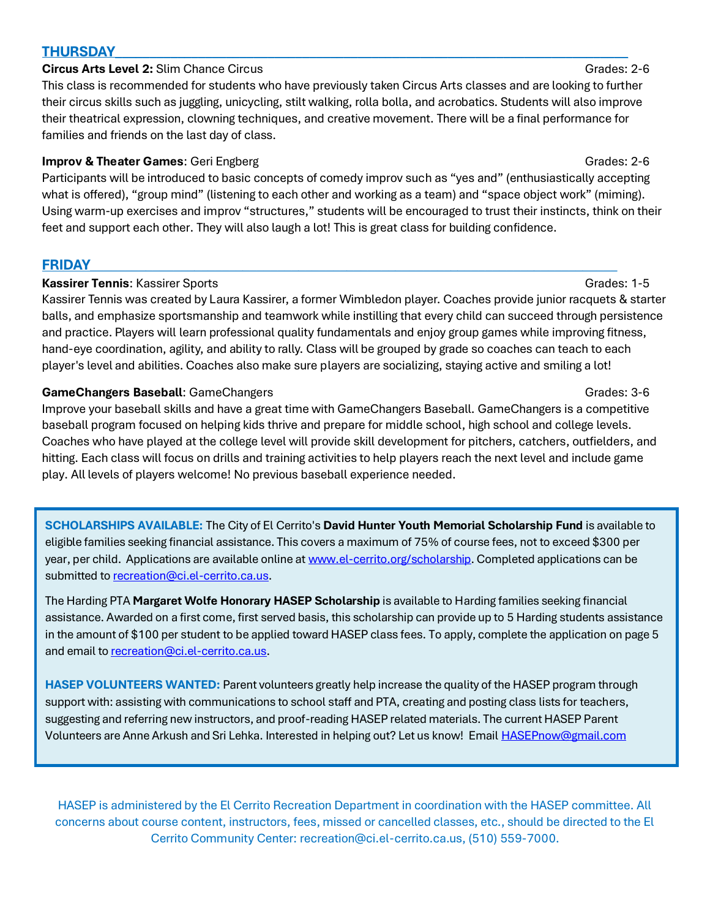## THURSDAY

**Circus Arts Level 2:** Slim Chance Circus — Grades: 2-6

This class is recommended for students who have previously taken Circus Arts classes and are looking to further their circus skills such as juggling, unicycling, stilt walking, rolla bolla, and acrobatics. Students will also improve their theatrical expression, clowning techniques, and creative movement. There will be a final performance for families and friends on the last day of class.

**Improv & Theater Games**: Geri Engberg — Grades: 2-6

Participants will be introduced to basic concepts of comedy improv such as "yes and" (enthusiastically accepting what is offered), "group mind" (listening to each other and working as a team) and "space object work" (miming). Using warm-up exercises and improv "structures," students will be encouraged to trust their instincts, think on their feet and support each other. They will also laugh a lot! This is great class for building confidence.

## FRIDAY

**Kassirer Tennis**: Kassirer Sports — Grades: 1-5

Kassirer Tennis was created by Laura Kassirer, a former Wimbledon player. Coaches provide junior racquets & starter balls, and emphasize sportsmanship and teamwork while instilling that every child can succeed through persistence and practice. Players will learn professional quality fundamentals and enjoy group games while improving fitness, hand-eye coordination, agility, and ability to rally. Class will be grouped by grade so coaches can teach to each player's level and abilities. Coaches also make sure players are socializing, staying active and smiling a lot!

**GameChangers Baseball**: GameChangers — Grades: 3-6

Improve your baseball skills and have a great time with GameChangers Baseball. GameChangers is a competitive baseball program focused on helping kids thrive and prepare for middle school, high school and college levels. Coaches who have played at the college level will provide skill development for pitchers, catchers, outfielders, and hitting. Each class will focus on drills and training activities to help players reach the next level and include game play. All levels of players welcome! No previous baseball experience needed.

**SCHOLARSHIPS AVAILABLE:** The City of El Cerrito's **David Hunter Youth Memorial Scholarship Fund** is available to eligible families seeking financial assistance. This covers a maximum of 75% of course fees, not to exceed $300 per year, per child. Applications are available online at www.el-cerrito.org/scholarship. Completed applications can be submitted to recreation@ci.el-cerrito.ca.us.

The Harding PTA **Margaret Wolfe Honorary HASEP Scholarship** is available to Harding families seeking financial assistance. Awarded on a first come, first served basis, this scholarship can provide up to 5 Harding students assistance in the amount of $100 per student to be applied toward HASEP class fees. To apply, complete the application on page 5 and email to recreation@ci.el-cerrito.ca.us.

**HASEP VOLUNTEERS WANTED:** Parent volunteers greatly help increase the quality of the HASEP program through support with: assisting with communications to school staff and PTA, creating and posting class lists for teachers, suggesting and referring new instructors, and proof-reading HASEP related materials. The current HASEP Parent Volunteers are Anne Arkush and Sri Lehka. Interested in helping out? Let us know! Email HASEPnow@gmail.com

HASEP is administered by the El Cerrito Recreation Department in coordination with the HASEP committee. All concerns about course content, instructors, fees, missed or cancelled classes, etc., should be directed to the El Cerrito Community Center: recreation@ci.el-cerrito.ca.us, (510) 559-7000.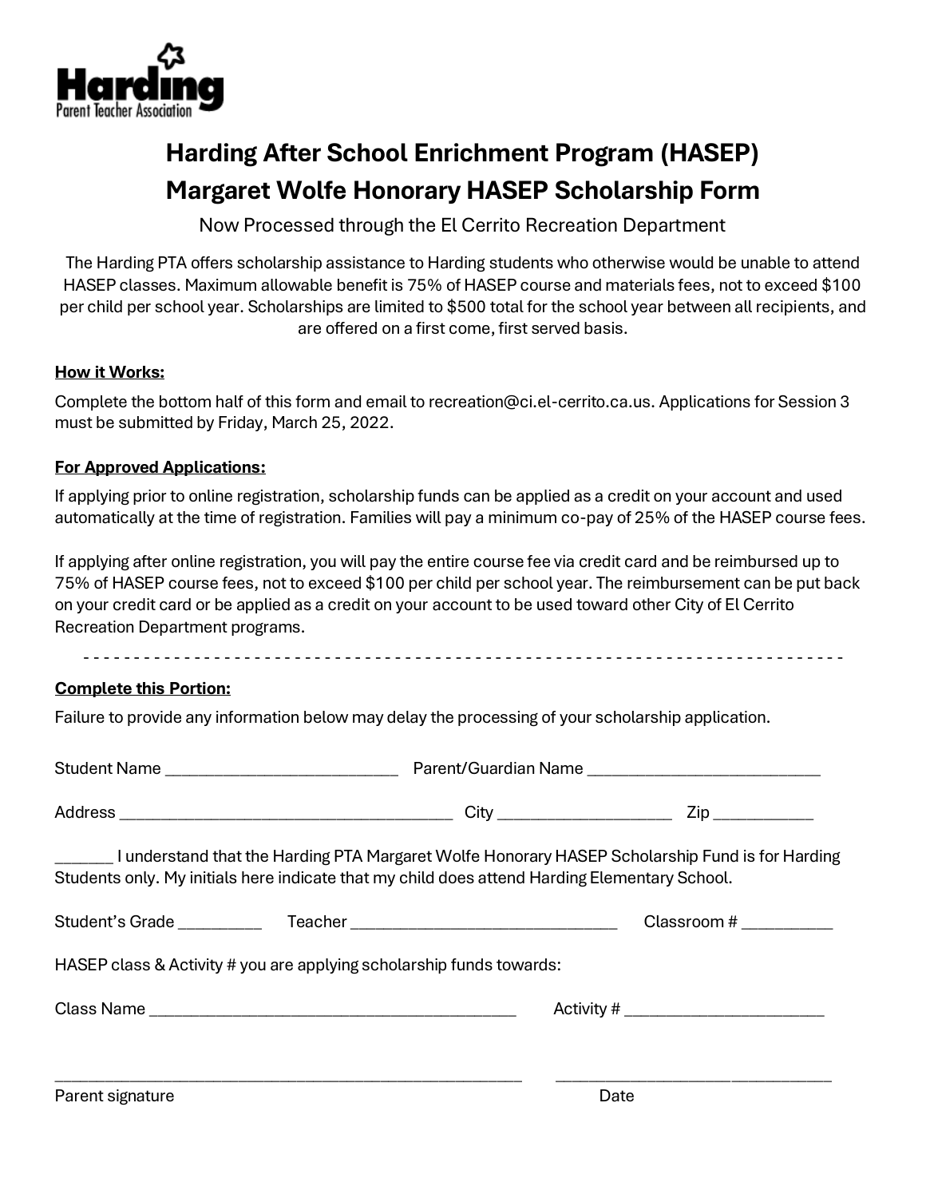Harding
Parent Teacher Association

# Harding After School Enrichment Program (HASEP)
# Margaret Wolfe Honorary HASEP Scholarship Form

Now Processed through the El Cerrito Recreation Department

The Harding PTA offers scholarship assistance to Harding students who otherwise would be unable to attend HASEP classes. Maximum allowable benefit is 75% of HASEP course and materials fees, not to exceed $100 per child per school year. Scholarships are limited to $500 total for the school year between all recipients, and are offered on a first come, first served basis.

**How it Works:**

Complete the bottom half of this form and email to recreation@ci.el-cerrito.ca.us. Applications for Session 3 must be submitted by Friday, March 25, 2022.

**For Approved Applications:**

If applying prior to online registration, scholarship funds can be applied as a credit on your account and used automatically at the time of registration. Families will pay a minimum co-pay of 25% of the HASEP course fees.

If applying after online registration, you will pay the entire course fee via credit card and be reimbursed up to 75% of HASEP course fees, not to exceed $100 per child per school year. The reimbursement can be put back on your credit card or be applied as a credit on your account to be used toward other City of El Cerrito Recreation Department programs.

- - - - - - - - - - - - - - - - - - - - - - - - - - - - - - - - - - - - - - - - - - - - - - - - - - - - - - - - - - - - - - - - - - - - - - - - - -

**Complete this Portion:**

Failure to provide any information below may delay the processing of your scholarship application.

Student Name ___________________________ Parent/Guardian Name ___________________________

Address ______________________________________ City ____________________ Zip ___________

_______ I understand that the Harding PTA Margaret Wolfe Honorary HASEP Scholarship Fund is for Harding Students only. My initials here indicate that my child does attend Harding Elementary School.

Student's Grade _________ Teacher ______________________________ Classroom # __________

HASEP class & Activity # you are applying scholarship funds towards:

Class Name __________________________________________ Activity # ______________________

_____________________________________________________ ______________________________

Parent signature Date